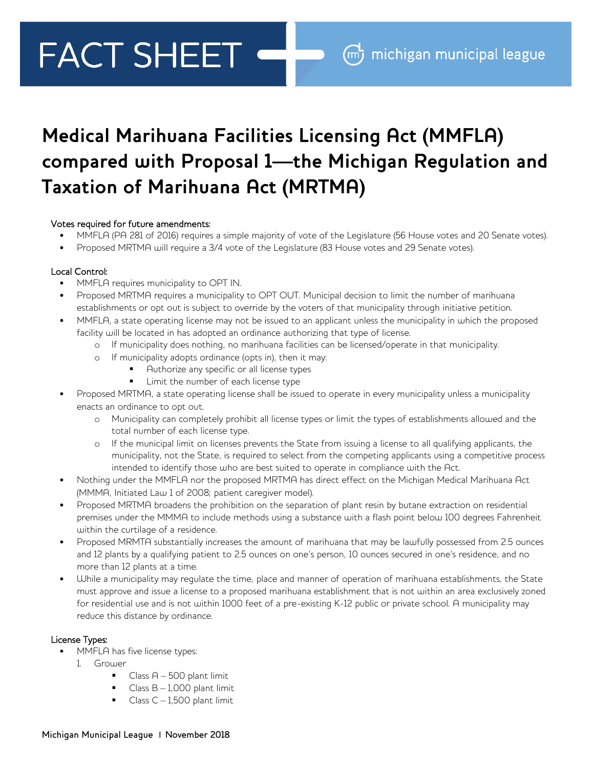# FACT SHEET

michigan municipal league

## Medical Marihuana Facilities Licensing Act (MMFLA) compared with Proposal 1—the Michigan Regulation and Taxation of Marihuana Act (MRTMA)

Votes required for future amendments:

- MMFLA (PA 281 of 2016) requires a simple majority of vote of the Legislature (56 House votes and 20 Senate votes).
- Proposed MRTMA will require a 3/4 vote of the Legislature (83 House votes and 29 Senate votes).

Local Control:

- MMFLA requires municipality to OPT IN.
- Proposed MRTMA requires a municipality to OPT OUT. Municipal decision to limit the number of marihuana establishments or opt out is subject to override by the voters of that municipality through initiative petition.
- MMFLA, a state operating license may not be issued to an applicant unless the municipality in which the proposed facility will be located in has adopted an ordinance authorizing that type of license.
  - If municipality does nothing, no marihuana facilities can be licensed/operate in that municipality.
  - If municipality adopts ordinance (opts in), then it may:
    - Authorize any specific or all license types
    - Limit the number of each license type
- Proposed MRTMA, a state operating license shall be issued to operate in every municipality unless a municipality enacts an ordinance to opt out.
  - Municipality can completely prohibit all license types or limit the types of establishments allowed and the total number of each license type.
  - If the municipal limit on licenses prevents the State from issuing a license to all qualifying applicants, the municipality, not the State, is required to select from the competing applicants using a competitive process intended to identify those who are best suited to operate in compliance with the Act.
- Nothing under the MMFLA nor the proposed MRTMA has direct effect on the Michigan Medical Marihuana Act (MMMA, Initiated Law 1 of 2008; patient caregiver model).
- Proposed MRTMA broadens the prohibition on the separation of plant resin by butane extraction on residential premises under the MMMA to include methods using a substance with a flash point below 100 degrees Fahrenheit within the curtilage of a residence.
- Proposed MRMTA substantially increases the amount of marihuana that may be lawfully possessed from 2.5 ounces and 12 plants by a qualifying patient to 2.5 ounces on one's person, 10 ounces secured in one's residence, and no more than 12 plants at a time.
- While a municipality may regulate the time, place and manner of operation of marihuana establishments, the State must approve and issue a license to a proposed marihuana establishment that is not within an area exclusively zoned for residential use and is not within 1000 feet of a pre-existing K-12 public or private school. A municipality may reduce this distance by ordinance.

License Types:

- MMFLA has five license types:
  1. Grower
     - Class A – 500 plant limit
     - Class B – 1,000 plant limit
     - Class C – 1,500 plant limit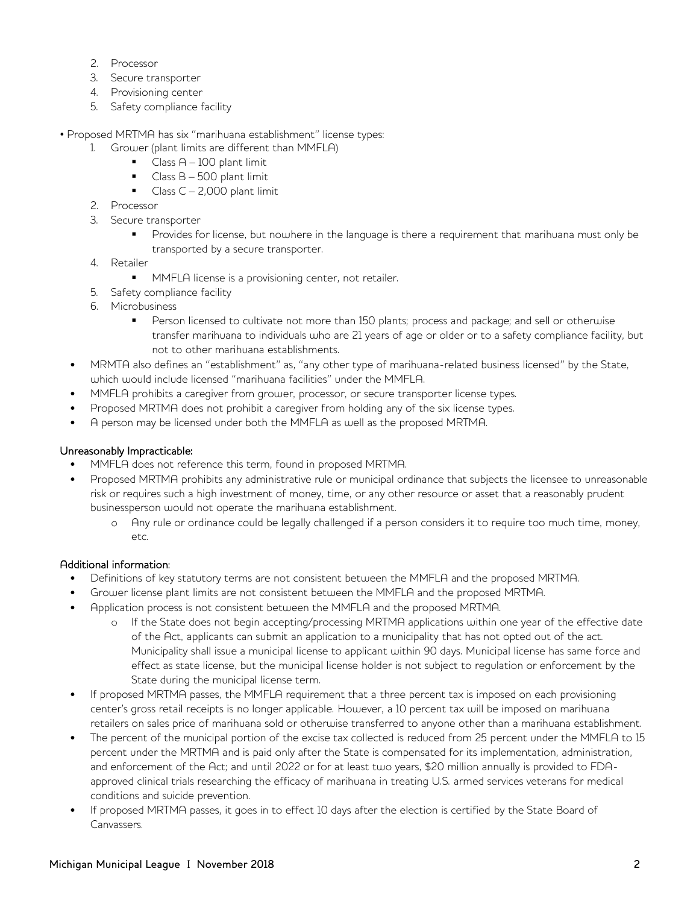2. Processor
3. Secure transporter
4. Provisioning center
5. Safety compliance facility

- Proposed MRTMA has six "marihuana establishment" license types:
  1. Grower (plant limits are different than MMFLA)
     - Class A – 100 plant limit
     - Class B – 500 plant limit
     - Class C – 2,000 plant limit
  2. Processor
  3. Secure transporter
     - Provides for license, but nowhere in the language is there a requirement that marihuana must only be transported by a secure transporter.
  4. Retailer
     - MMFLA license is a provisioning center, not retailer.
  5. Safety compliance facility
  6. Microbusiness
     - Person licensed to cultivate not more than 150 plants; process and package; and sell or otherwise transfer marihuana to individuals who are 21 years of age or older or to a safety compliance facility, but not to other marihuana establishments.
- MRMTA also defines an "establishment" as, "any other type of marihuana-related business licensed" by the State, which would include licensed "marihuana facilities" under the MMFLA.
- MMFLA prohibits a caregiver from grower, processor, or secure transporter license types.
- Proposed MRTMA does not prohibit a caregiver from holding any of the six license types.
- A person may be licensed under both the MMFLA as well as the proposed MRTMA.

**Unreasonably Impracticable:**

- MMFLA does not reference this term, found in proposed MRTMA.
- Proposed MRTMA prohibits any administrative rule or municipal ordinance that subjects the licensee to unreasonable risk or requires such a high investment of money, time, or any other resource or asset that a reasonably prudent businessperson would not operate the marihuana establishment.
  - Any rule or ordinance could be legally challenged if a person considers it to require too much time, money, etc.

**Additional information:**

- Definitions of key statutory terms are not consistent between the MMFLA and the proposed MRTMA.
- Grower license plant limits are not consistent between the MMFLA and the proposed MRTMA.
- Application process is not consistent between the MMFLA and the proposed MRTMA.
  - If the State does not begin accepting/processing MRTMA applications within one year of the effective date of the Act, applicants can submit an application to a municipality that has not opted out of the act. Municipality shall issue a municipal license to applicant within 90 days. Municipal license has same force and effect as state license, but the municipal license holder is not subject to regulation or enforcement by the State during the municipal license term.
- If proposed MRTMA passes, the MMFLA requirement that a three percent tax is imposed on each provisioning center's gross retail receipts is no longer applicable. However, a 10 percent tax will be imposed on marihuana retailers on sales price of marihuana sold or otherwise transferred to anyone other than a marihuana establishment.
- The percent of the municipal portion of the excise tax collected is reduced from 25 percent under the MMFLA to 15 percent under the MRTMA and is paid only after the State is compensated for its implementation, administration, and enforcement of the Act; and until 2022 or for at least two years, $20 million annually is provided to FDA-approved clinical trials researching the efficacy of marihuana in treating U.S. armed services veterans for medical conditions and suicide prevention.
- If proposed MRTMA passes, it goes in to effect 10 days after the election is certified by the State Board of Canvassers.